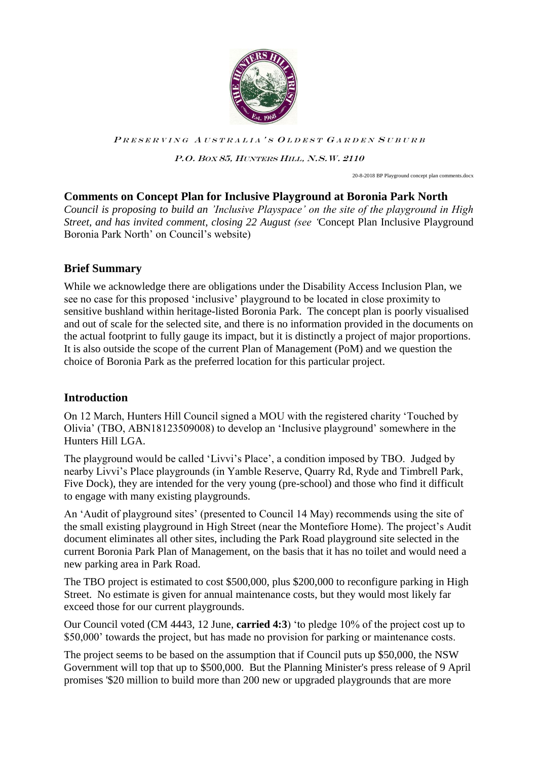PRESERVING AUSTRALIA'S OLDEST GARDEN SUBURB

P.O. BOX 85, HUNTERS HILL, N.S.W. 2110

20-8-2018 BP Playground concept plan comments.docx

## Comments on Concept Plan for Inclusive Playground at Boronia Park North

*Council is proposing to build an 'Inclusive Playspace' on the site of the playground in High Street, and has invited comment, closing 22 August (see '*Concept Plan Inclusive Playground Boronia Park North' on Council's website)

## Brief Summary

While we acknowledge there are obligations under the Disability Access Inclusion Plan, we see no case for this proposed 'inclusive' playground to be located in close proximity to sensitive bushland within heritage-listed Boronia Park. The concept plan is poorly visualised and out of scale for the selected site, and there is no information provided in the documents on the actual footprint to fully gauge its impact, but it is distinctly a project of major proportions. It is also outside the scope of the current Plan of Management (PoM) and we question the choice of Boronia Park as the preferred location for this particular project.

## Introduction

On 12 March, Hunters Hill Council signed a MOU with the registered charity 'Touched by Olivia' (TBO, ABN18123509008) to develop an 'Inclusive playground' somewhere in the Hunters Hill LGA.

The playground would be called 'Livvi's Place', a condition imposed by TBO. Judged by nearby Livvi's Place playgrounds (in Yamble Reserve, Quarry Rd, Ryde and Timbrell Park, Five Dock), they are intended for the very young (pre-school) and those who find it difficult to engage with many existing playgrounds.

An 'Audit of playground sites' (presented to Council 14 May) recommends using the site of the small existing playground in High Street (near the Montefiore Home). The project's Audit document eliminates all other sites, including the Park Road playground site selected in the current Boronia Park Plan of Management, on the basis that it has no toilet and would need a new parking area in Park Road.

The TBO project is estimated to cost $500,000, plus $200,000 to reconfigure parking in High Street. No estimate is given for annual maintenance costs, but they would most likely far exceed those for our current playgrounds.

Our Council voted (CM 4443, 12 June, **carried 4:3**) 'to pledge 10% of the project cost up to $50,000' towards the project, but has made no provision for parking or maintenance costs.

The project seems to be based on the assumption that if Council puts up $50,000, the NSW Government will top that up to $500,000. But the Planning Minister's press release of 9 April promises '$20 million to build more than 200 new or upgraded playgrounds that are more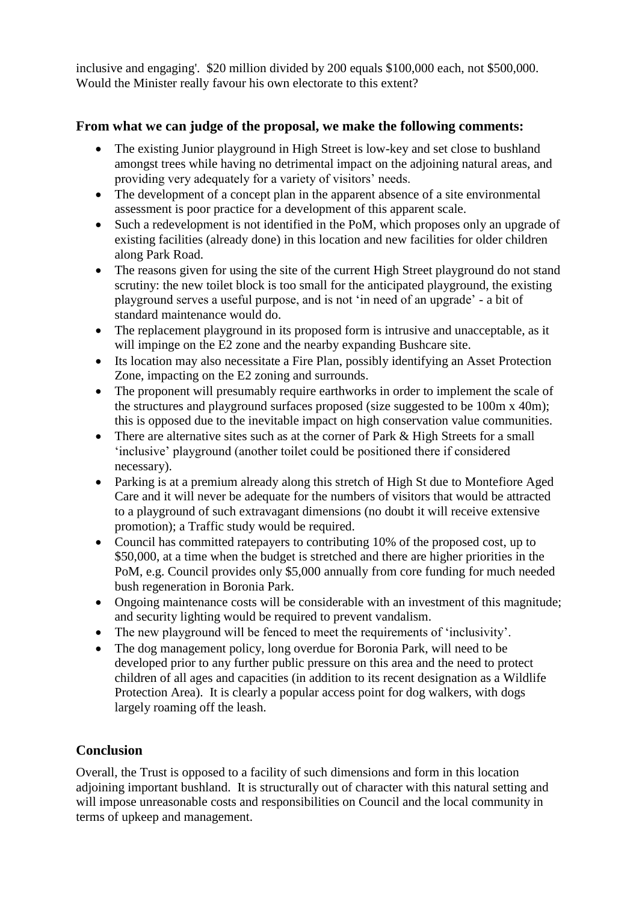inclusive and engaging'. $20 million divided by 200 equals $100,000 each, not $500,000. Would the Minister really favour his own electorate to this extent?

### From what we can judge of the proposal, we make the following comments:

- The existing Junior playground in High Street is low-key and set close to bushland amongst trees while having no detrimental impact on the adjoining natural areas, and providing very adequately for a variety of visitors' needs.
- The development of a concept plan in the apparent absence of a site environmental assessment is poor practice for a development of this apparent scale.
- Such a redevelopment is not identified in the PoM, which proposes only an upgrade of existing facilities (already done) in this location and new facilities for older children along Park Road.
- The reasons given for using the site of the current High Street playground do not stand scrutiny: the new toilet block is too small for the anticipated playground, the existing playground serves a useful purpose, and is not 'in need of an upgrade' - a bit of standard maintenance would do.
- The replacement playground in its proposed form is intrusive and unacceptable, as it will impinge on the E2 zone and the nearby expanding Bushcare site.
- Its location may also necessitate a Fire Plan, possibly identifying an Asset Protection Zone, impacting on the E2 zoning and surrounds.
- The proponent will presumably require earthworks in order to implement the scale of the structures and playground surfaces proposed (size suggested to be 100m x 40m); this is opposed due to the inevitable impact on high conservation value communities.
- There are alternative sites such as at the corner of Park & High Streets for a small 'inclusive' playground (another toilet could be positioned there if considered necessary).
- Parking is at a premium already along this stretch of High St due to Montefiore Aged Care and it will never be adequate for the numbers of visitors that would be attracted to a playground of such extravagant dimensions (no doubt it will receive extensive promotion); a Traffic study would be required.
- Council has committed ratepayers to contributing 10% of the proposed cost, up to $50,000, at a time when the budget is stretched and there are higher priorities in the PoM, e.g. Council provides only $5,000 annually from core funding for much needed bush regeneration in Boronia Park.
- Ongoing maintenance costs will be considerable with an investment of this magnitude; and security lighting would be required to prevent vandalism.
- The new playground will be fenced to meet the requirements of 'inclusivity'.
- The dog management policy, long overdue for Boronia Park, will need to be developed prior to any further public pressure on this area and the need to protect children of all ages and capacities (in addition to its recent designation as a Wildlife Protection Area). It is clearly a popular access point for dog walkers, with dogs largely roaming off the leash.

## Conclusion

Overall, the Trust is opposed to a facility of such dimensions and form in this location adjoining important bushland. It is structurally out of character with this natural setting and will impose unreasonable costs and responsibilities on Council and the local community in terms of upkeep and management.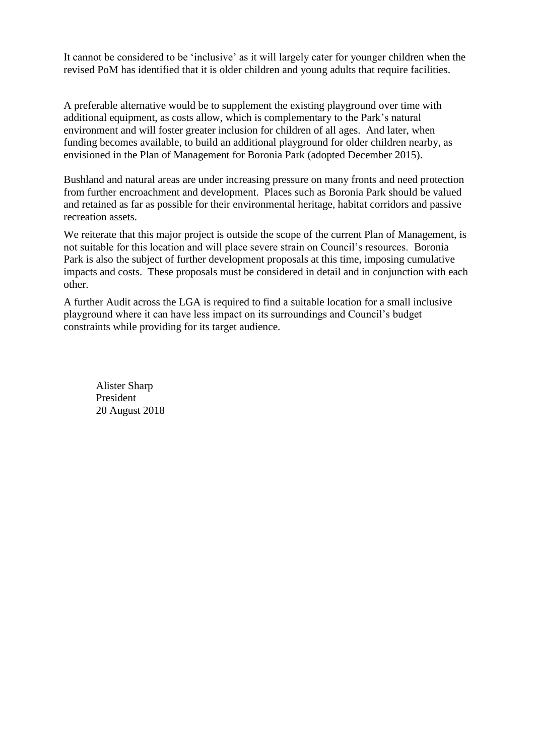It cannot be considered to be 'inclusive' as it will largely cater for younger children when the revised PoM has identified that it is older children and young adults that require facilities.

A preferable alternative would be to supplement the existing playground over time with additional equipment, as costs allow, which is complementary to the Park's natural environment and will foster greater inclusion for children of all ages. And later, when funding becomes available, to build an additional playground for older children nearby, as envisioned in the Plan of Management for Boronia Park (adopted December 2015).

Bushland and natural areas are under increasing pressure on many fronts and need protection from further encroachment and development. Places such as Boronia Park should be valued and retained as far as possible for their environmental heritage, habitat corridors and passive recreation assets.

We reiterate that this major project is outside the scope of the current Plan of Management, is not suitable for this location and will place severe strain on Council's resources. Boronia Park is also the subject of further development proposals at this time, imposing cumulative impacts and costs. These proposals must be considered in detail and in conjunction with each other.

A further Audit across the LGA is required to find a suitable location for a small inclusive playground where it can have less impact on its surroundings and Council's budget constraints while providing for its target audience.

Alister Sharp  
President  
20 August 2018